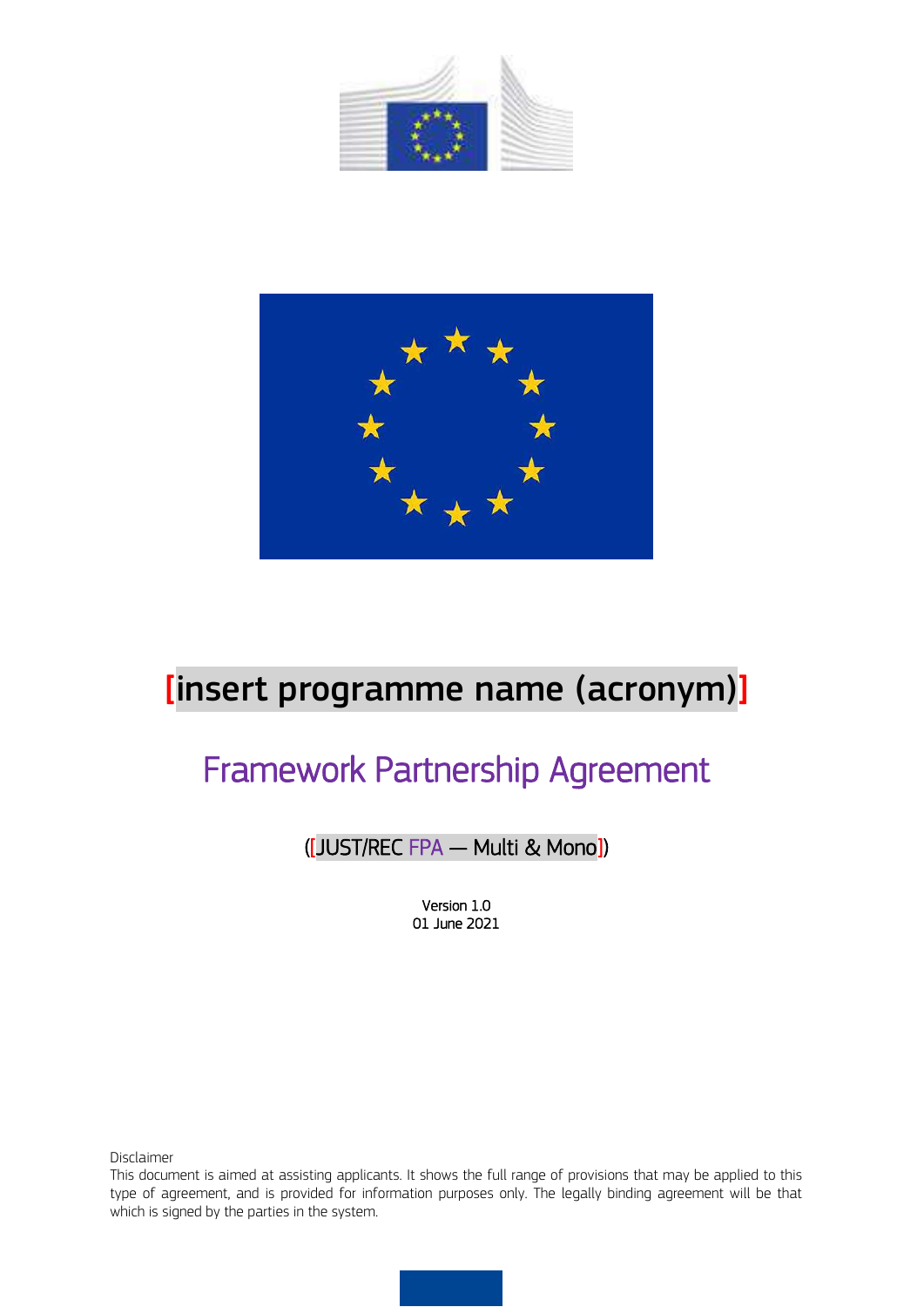# [insert programme name (acronym)]

## Framework Partnership Agreement

([JUST/REC FPA — Multi & Mono])

Version 1.0
01 June 2021

Disclaimer
This document is aimed at assisting applicants. It shows the full range of provisions that may be applied to this type of agreement, and is provided for information purposes only. The legally binding agreement will be that which is signed by the parties in the system.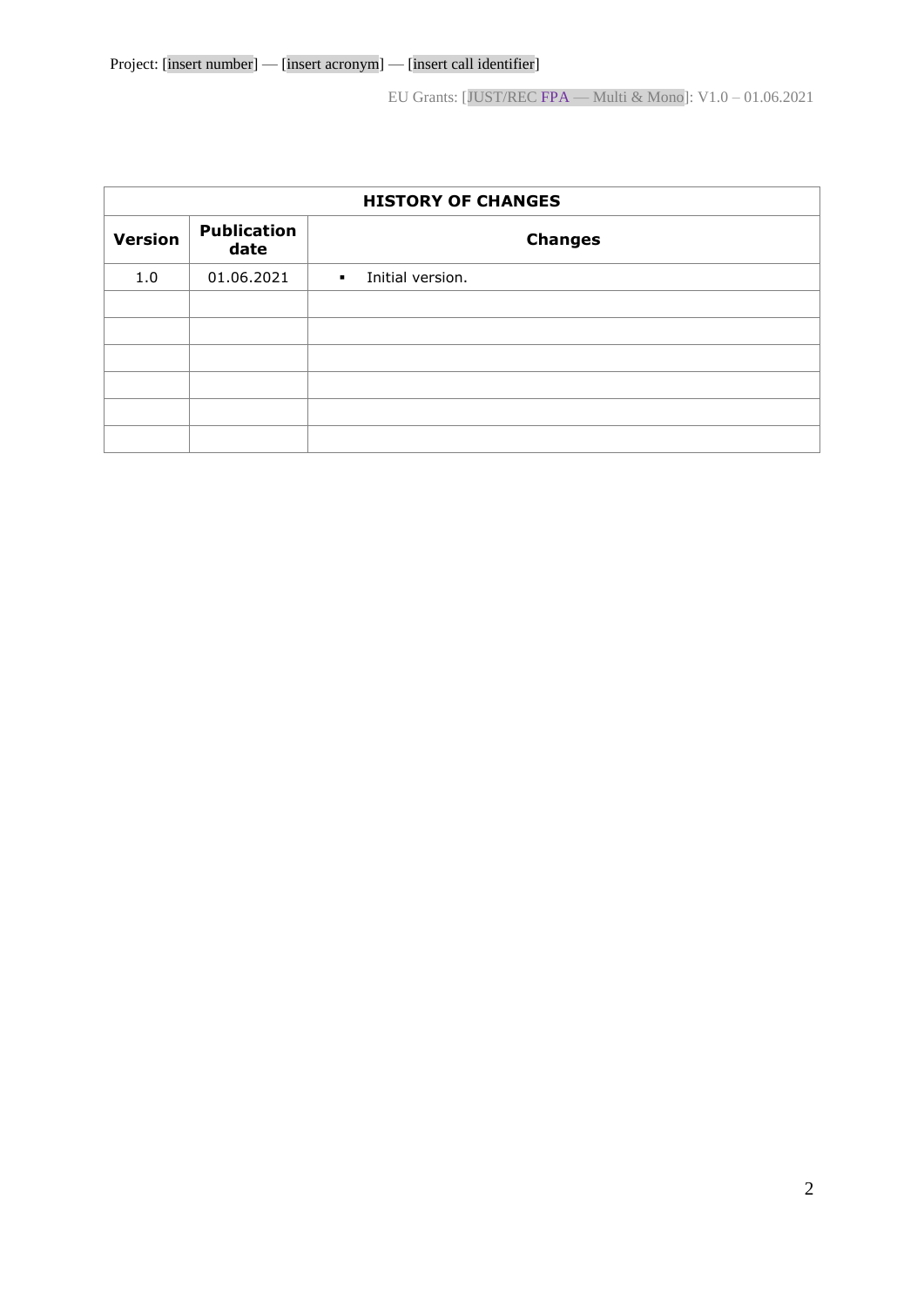| HISTORY OF CHANGES | | |
|---|---|---|
| **Version** | **Publication date** | **Changes** |
| 1.0 | 01.06.2021 | ▪ Initial version. |
| | | |
| | | |
| | | |
| | | |
| | | |
| | | |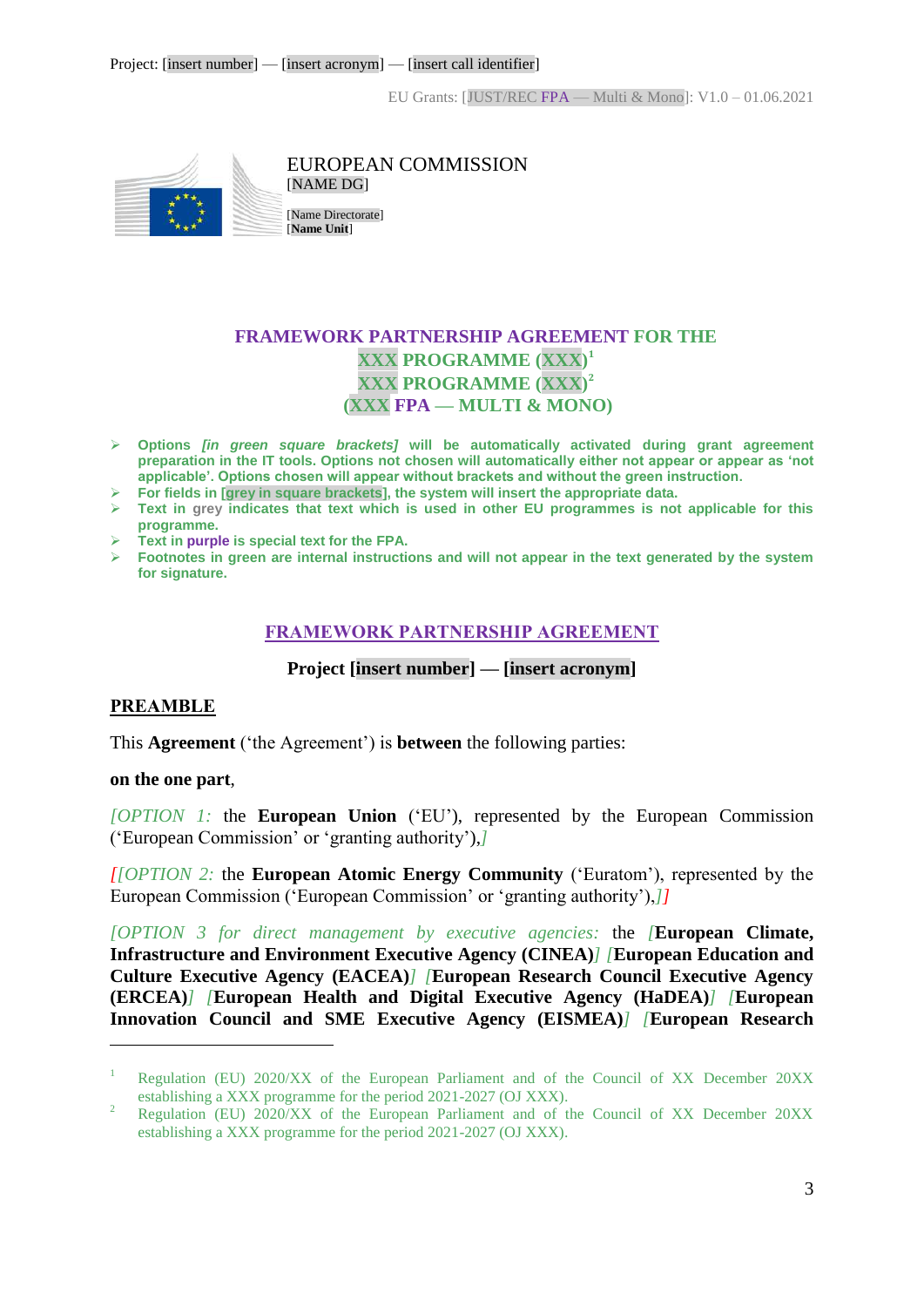EUROPEAN COMMISSION
[NAME DG]

[Name Directorate]
[**Name Unit**]

## FRAMEWORK PARTNERSHIP AGREEMENT FOR THE XXX PROGRAMME (XXX)[1] XXX PROGRAMME (XXX)[2] (XXX FPA — MULTI & MONO)

- **Options *[in green square brackets]* will be automatically activated during grant agreement preparation in the IT tools. Options not chosen will automatically either not appear or appear as 'not applicable'. Options chosen will appear without brackets and without the green instruction.**
- **For fields in [grey in square brackets], the system will insert the appropriate data.**
- **Text in grey indicates that text which is used in other EU programmes is not applicable for this programme.**
- **Text in purple is special text for the FPA.**
- **Footnotes in green are internal instructions and will not appear in the text generated by the system for signature.**

## FRAMEWORK PARTNERSHIP AGREEMENT

**Project [insert number] — [insert acronym]**

## PREAMBLE

This **Agreement** ('the Agreement') is **between** the following parties:

**on the one part**,

*[OPTION 1:* the **European Union** ('EU'), represented by the European Commission ('European Commission' or 'granting authority'),*]*

*[[OPTION 2:* the **European Atomic Energy Community** ('Euratom'), represented by the European Commission ('European Commission' or 'granting authority'),*]]*

*[OPTION 3 for direct management by executive agencies:* the *[***European Climate, Infrastructure and Environment Executive Agency (CINEA)***] [***European Education and Culture Executive Agency (EACEA)***] [***European Research Council Executive Agency (ERCEA)***] [***European Health and Digital Executive Agency (HaDEA)***] [***European Innovation Council and SME Executive Agency (EISMEA)***] [***European Research**

---

[1] Regulation (EU) 2020/XX of the European Parliament and of the Council of XX December 20XX establishing a XXX programme for the period 2021-2027 (OJ XXX).

[2] Regulation (EU) 2020/XX of the European Parliament and of the Council of XX December 20XX establishing a XXX programme for the period 2021-2027 (OJ XXX).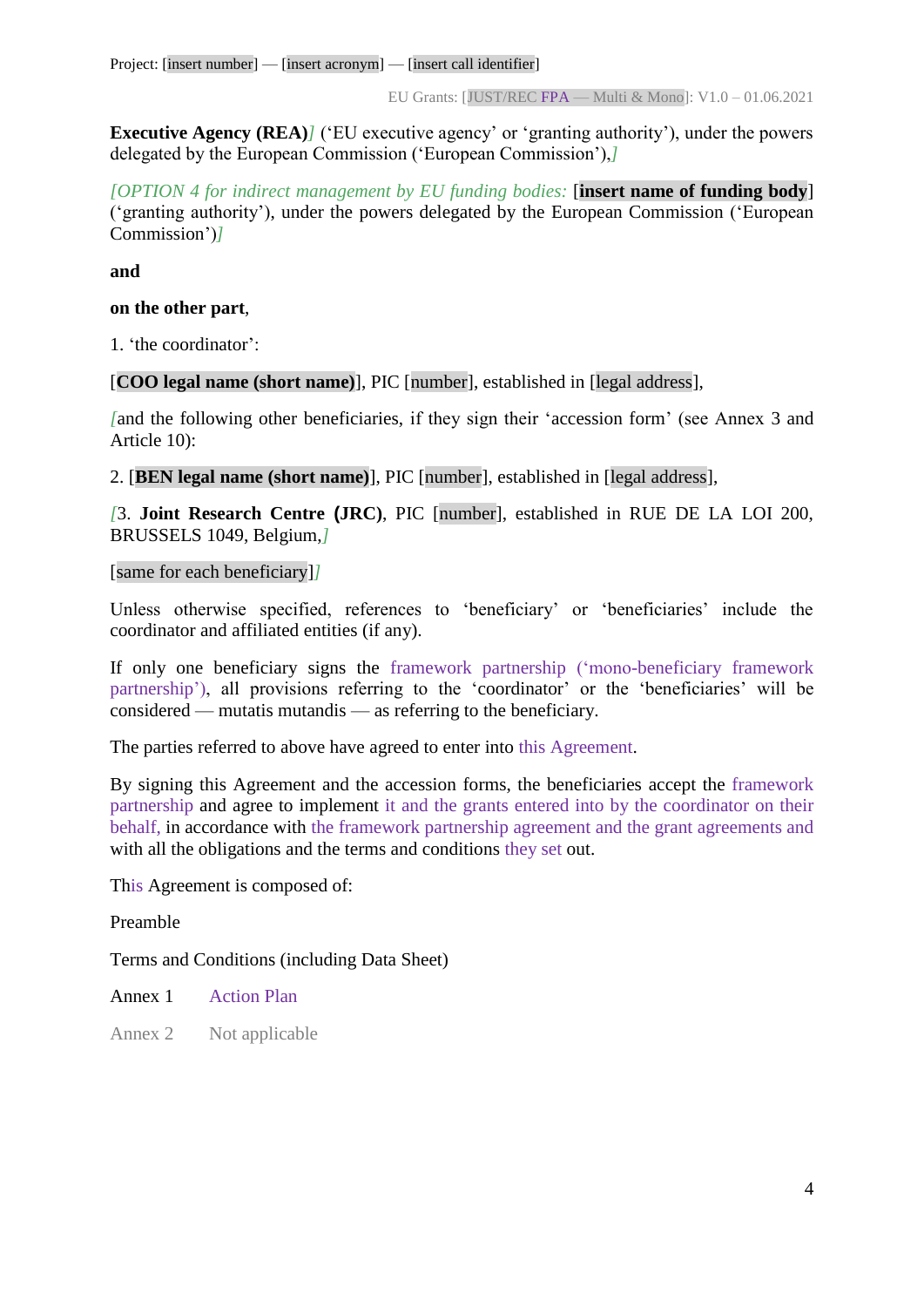**Executive Agency (REA)**] ('EU executive agency' or 'granting authority'), under the powers delegated by the European Commission ('European Commission'),]

*[OPTION 4 for indirect management by EU funding bodies:* [**insert name of funding body**] ('granting authority'), under the powers delegated by the European Commission ('European Commission')]

**and**

**on the other part**,

1. 'the coordinator':

[**COO legal name (short name)**], PIC [number], established in [legal address],

[and the following other beneficiaries, if they sign their 'accession form' (see Annex 3 and Article 10):

2. [**BEN legal name (short name)**], PIC [number], established in [legal address],

[3. **Joint Research Centre (JRC)**, PIC [number], established in RUE DE LA LOI 200, BRUSSELS 1049, Belgium,]

[same for each beneficiary]]

Unless otherwise specified, references to 'beneficiary' or 'beneficiaries' include the coordinator and affiliated entities (if any).

If only one beneficiary signs the framework partnership ('mono-beneficiary framework partnership'), all provisions referring to the 'coordinator' or the 'beneficiaries' will be considered — mutatis mutandis — as referring to the beneficiary.

The parties referred to above have agreed to enter into this Agreement.

By signing this Agreement and the accession forms, the beneficiaries accept the framework partnership and agree to implement it and the grants entered into by the coordinator on their behalf, in accordance with the framework partnership agreement and the grant agreements and with all the obligations and the terms and conditions they set out.

This Agreement is composed of:

Preamble

Terms and Conditions (including Data Sheet)

Annex 1 Action Plan

Annex 2 Not applicable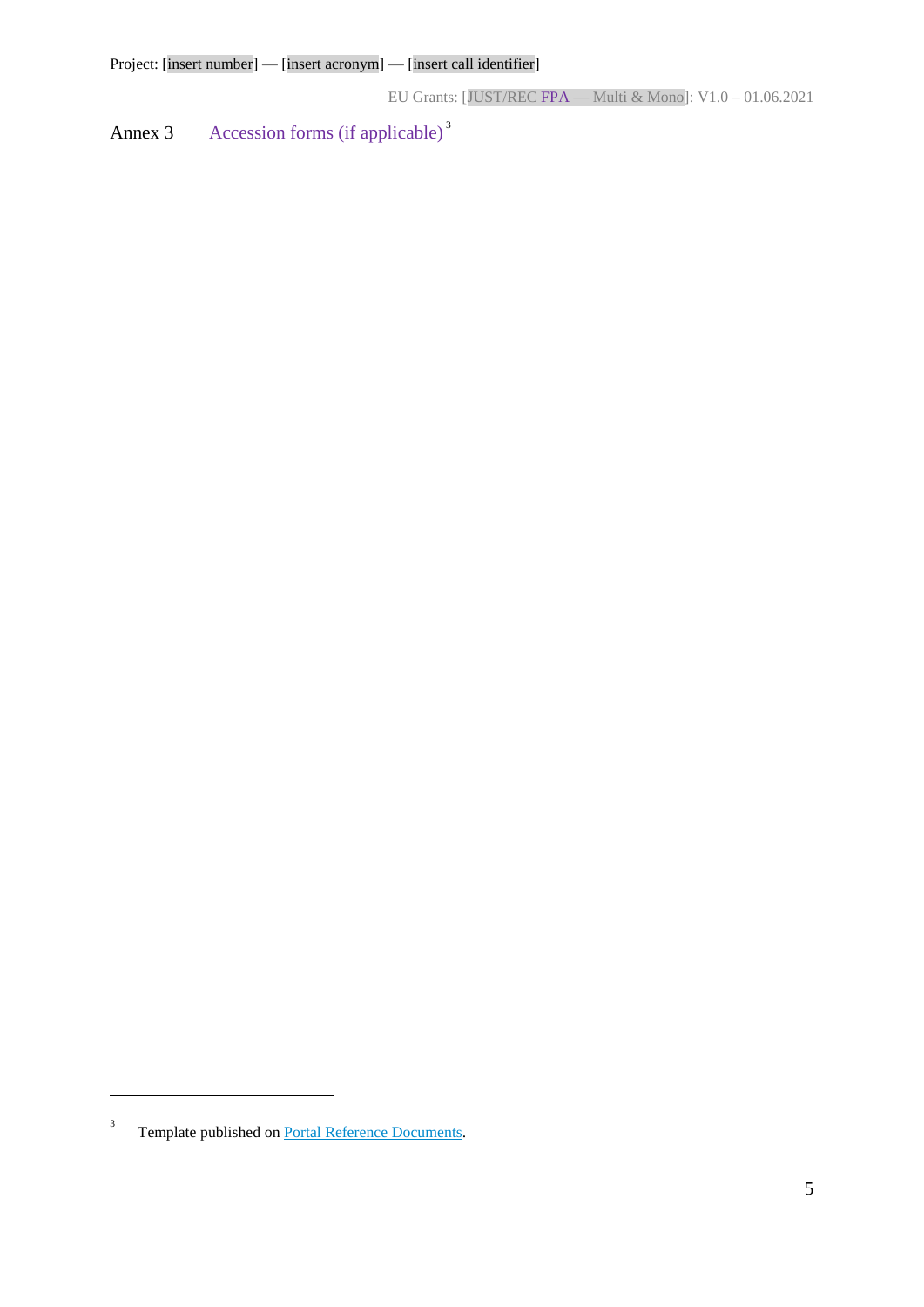# Annex 3 Accession forms (if applicable) [3]

---

[3] Template published on [Portal Reference Documents](Portal Reference Documents).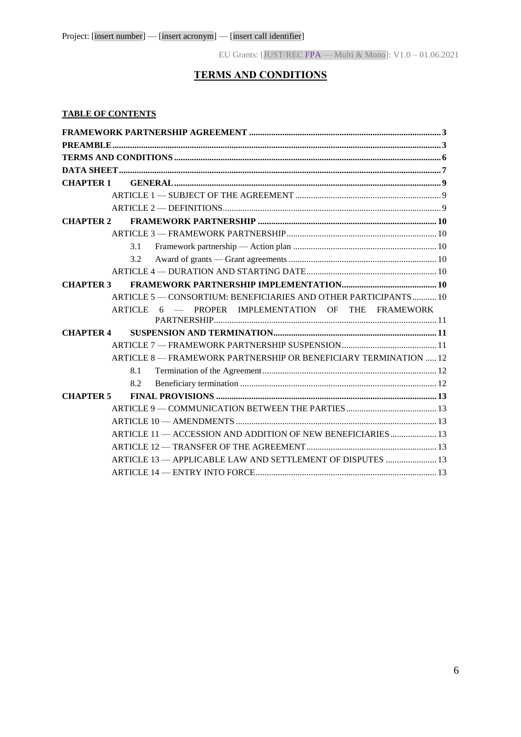Project: [insert number] — [insert acronym] — [insert call identifier]

EU Grants: [JUST/REC FPA — Multi & Mono]: V1.0 – 01.06.2021

# TERMS AND CONDITIONS

**TABLE OF CONTENTS**

**FRAMEWORK PARTNERSHIP AGREEMENT** .... 3

**PREAMBLE** .... 3

**TERMS AND CONDITIONS** .... 6

**DATA SHEET** .... 7

**CHAPTER 1 GENERAL** .... 9

- ARTICLE 1 — SUBJECT OF THE AGREEMENT .... 9
- ARTICLE 2 — DEFINITIONS .... 9

**CHAPTER 2 FRAMEWORK PARTNERSHIP** .... 10

- ARTICLE 3 — FRAMEWORK PARTNERSHIP .... 10
  - 3.1 Framework partnership — Action plan .... 10
  - 3.2 Award of grants — Grant agreements .... 10
- ARTICLE 4 — DURATION AND STARTING DATE .... 10

**CHAPTER 3 FRAMEWORK PARTNERSHIP IMPLEMENTATION** .... 10

- ARTICLE 5 — CONSORTIUM: BENEFICIARIES AND OTHER PARTICIPANTS .... 10
- ARTICLE 6 — PROPER IMPLEMENTATION OF THE FRAMEWORK PARTNERSHIP .... 11

**CHAPTER 4 SUSPENSION AND TERMINATION** .... 11

- ARTICLE 7 — FRAMEWORK PARTNERSHIP SUSPENSION .... 11
- ARTICLE 8 — FRAMEWORK PARTNERSHIP OR BENEFICIARY TERMINATION .... 12
  - 8.1 Termination of the Agreement .... 12
  - 8.2 Beneficiary termination .... 12

**CHAPTER 5 FINAL PROVISIONS** .... 13

- ARTICLE 9 — COMMUNICATION BETWEEN THE PARTIES .... 13
- ARTICLE 10 — AMENDMENTS .... 13
- ARTICLE 11 — ACCESSION AND ADDITION OF NEW BENEFICIARIES .... 13
- ARTICLE 12 — TRANSFER OF THE AGREEMENT .... 13
- ARTICLE 13 — APPLICABLE LAW AND SETTLEMENT OF DISPUTES .... 13
- ARTICLE 14 — ENTRY INTO FORCE .... 13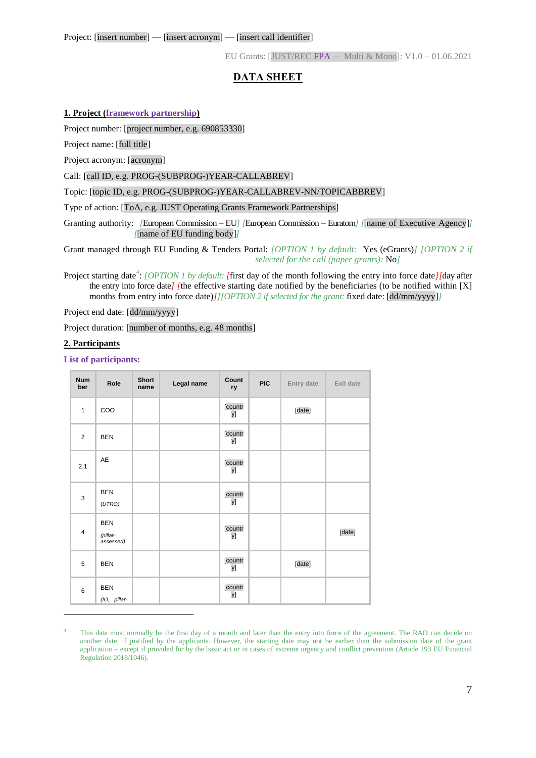Project: [insert number] — [insert acronym] — [insert call identifier]

EU Grants: [JUST/REC FPA — Multi & Mono]: V1.0 – 01.06.2021

# DATA SHEET

## 1. Project (framework partnership)

Project number: [project number, e.g. 690853330]

Project name: [full title]

Project acronym: [acronym]

Call: [call ID, e.g. PROG-(SUBPROG-)YEAR-CALLABREV]

Topic: [topic ID, e.g. PROG-(SUBPROG-)YEAR-CALLABREV-NN/TOPICABBREV]

Type of action: [ToA, e.g. JUST Operating Grants Framework Partnerships]

Granting authority: [European Commission – EU] [European Commission – Euratom] [[name of Executive Agency]] [[name of EU funding body]]

Grant managed through EU Funding & Tenders Portal: *[OPTION 1 by default:* Yes (eGrants)*] [OPTION 2 if selected for the call (paper grants):* No*]*

Project starting date[4]: *[OPTION 1 by default: [*first day of the month following the entry into force date*][*day after the entry into force date*] [*the effective starting date notified by the beneficiaries (to be notified within [X] months from entry into force date)*]][OPTION 2 if selected for the grant:* fixed date: [dd/mm/yyyy]*]*

Project end date: [dd/mm/yyyy]

Project duration: [number of months, e.g. 48 months]

## 2. Participants

**List of participants:**

| Number | Role | Short name | Legal name | Country | PIC | Entry date | Exit date |
|---|---|---|---|---|---|---|---|
| 1 | COO | | | [country] | | [date] | |
| 2 | BEN | | | [country] | | | |
| 2.1 | AE | | | [country] | | | |
| 3 | BEN *(UTRO)* | | | [country] | | | |
| 4 | BEN *(pillar-assessed)* | | | [country] | | | [date] |
| 5 | BEN | | | [country] | | [date] | |
| 6 | BEN *(IO, pillar-* | | | [country] | | | |

[4] This date must normally be the first day of a month and later than the entry into force of the agreement. The RAO can decide on another date, if justified by the applicants. However, the starting date may not be earlier than the submission date of the grant application – except if provided for by the basic act or in cases of extreme urgency and conflict prevention (Article 193 EU Financial Regulation 2018/1046).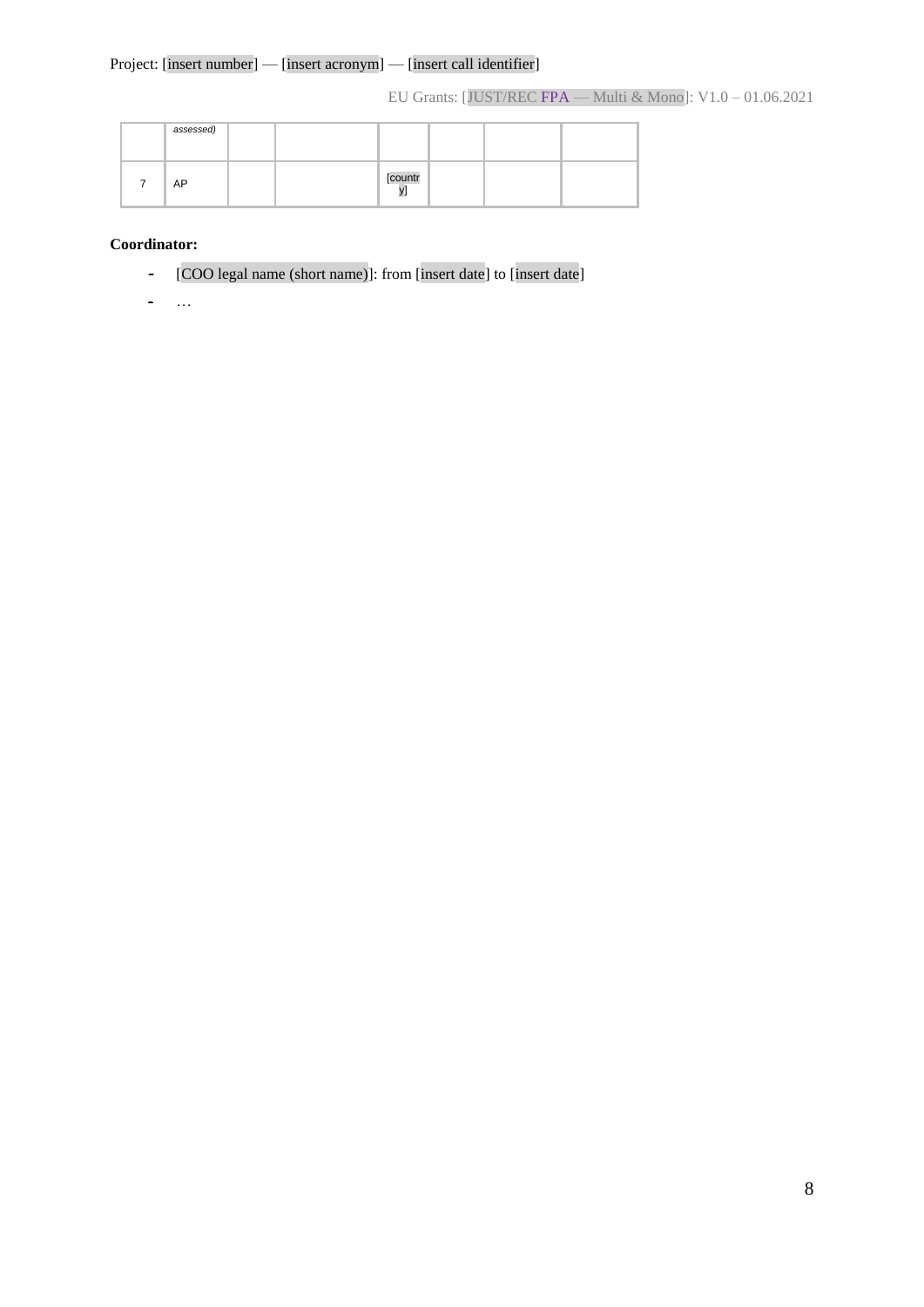|  | *assessed)* |  |  |  |  |  |  |
|---|---|---|---|---|---|---|---|
| 7 | AP |  |  | [country] |  |  |  |

**Coordinator:**

- [COO legal name (short name)]: from [insert date] to [insert date]
- …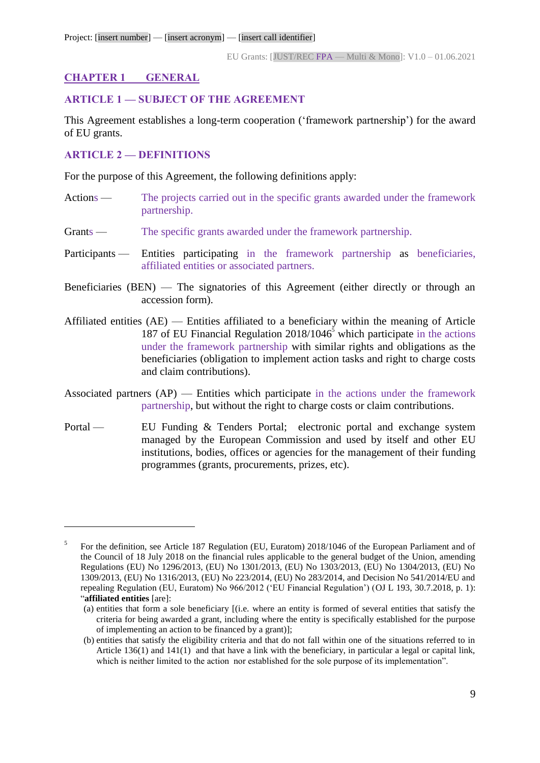## CHAPTER 1 GENERAL

### ARTICLE 1 — SUBJECT OF THE AGREEMENT

This Agreement establishes a long-term cooperation ('framework partnership') for the award of EU grants.

### ARTICLE 2 — DEFINITIONS

For the purpose of this Agreement, the following definitions apply:

Actions — The projects carried out in the specific grants awarded under the framework partnership.

Grants — The specific grants awarded under the framework partnership.

Participants — Entities participating in the framework partnership as beneficiaries, affiliated entities or associated partners.

Beneficiaries (BEN) — The signatories of this Agreement (either directly or through an accession form).

Affiliated entities (AE) — Entities affiliated to a beneficiary within the meaning of Article 187 of EU Financial Regulation 2018/1046[5] which participate in the actions under the framework partnership with similar rights and obligations as the beneficiaries (obligation to implement action tasks and right to charge costs and claim contributions).

Associated partners (AP) — Entities which participate in the actions under the framework partnership, but without the right to charge costs or claim contributions.

Portal — EU Funding & Tenders Portal; electronic portal and exchange system managed by the European Commission and used by itself and other EU institutions, bodies, offices or agencies for the management of their funding programmes (grants, procurements, prizes, etc).

---

[5] For the definition, see Article 187 Regulation (EU, Euratom) 2018/1046 of the European Parliament and of the Council of 18 July 2018 on the financial rules applicable to the general budget of the Union, amending Regulations (EU) No 1296/2013, (EU) No 1301/2013, (EU) No 1303/2013, (EU) No 1304/2013, (EU) No 1309/2013, (EU) No 1316/2013, (EU) No 223/2014, (EU) No 283/2014, and Decision No 541/2014/EU and repealing Regulation (EU, Euratom) No 966/2012 ('EU Financial Regulation') (OJ L 193, 30.7.2018, p. 1): "**affiliated entities** [are]:
(a) entities that form a sole beneficiary [(i.e. where an entity is formed of several entities that satisfy the criteria for being awarded a grant, including where the entity is specifically established for the purpose of implementing an action to be financed by a grant)];
(b) entities that satisfy the eligibility criteria and that do not fall within one of the situations referred to in Article 136(1) and 141(1) and that have a link with the beneficiary, in particular a legal or capital link, which is neither limited to the action nor established for the sole purpose of its implementation".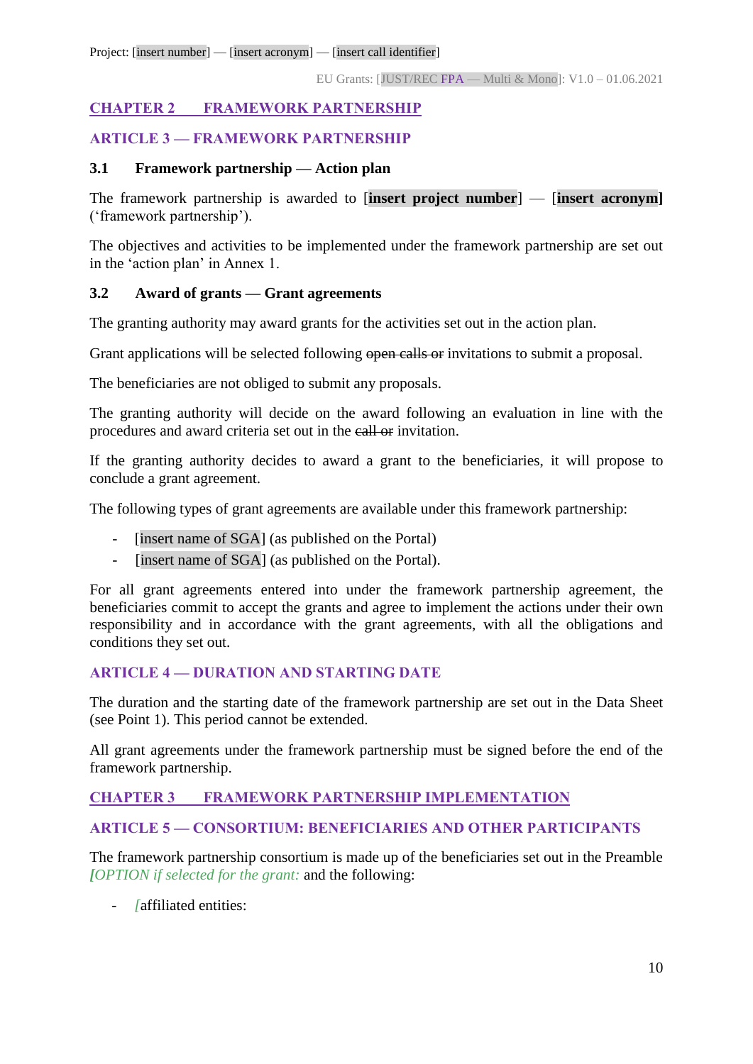## CHAPTER 2 FRAMEWORK PARTNERSHIP

### ARTICLE 3 — FRAMEWORK PARTNERSHIP

#### 3.1 Framework partnership — Action plan

The framework partnership is awarded to [**insert project number**] — [**insert acronym]** ('framework partnership').

The objectives and activities to be implemented under the framework partnership are set out in the 'action plan' in Annex 1.

#### 3.2 Award of grants — Grant agreements

The granting authority may award grants for the activities set out in the action plan.

Grant applications will be selected following ~~open calls or~~ invitations to submit a proposal.

The beneficiaries are not obliged to submit any proposals.

The granting authority will decide on the award following an evaluation in line with the procedures and award criteria set out in the ~~call or~~ invitation.

If the granting authority decides to award a grant to the beneficiaries, it will propose to conclude a grant agreement.

The following types of grant agreements are available under this framework partnership:

- [insert name of SGA] (as published on the Portal)
- [insert name of SGA] (as published on the Portal).

For all grant agreements entered into under the framework partnership agreement, the beneficiaries commit to accept the grants and agree to implement the actions under their own responsibility and in accordance with the grant agreements, with all the obligations and conditions they set out.

### ARTICLE 4 — DURATION AND STARTING DATE

The duration and the starting date of the framework partnership are set out in the Data Sheet (see Point 1). This period cannot be extended.

All grant agreements under the framework partnership must be signed before the end of the framework partnership.

## CHAPTER 3 FRAMEWORK PARTNERSHIP IMPLEMENTATION

### ARTICLE 5 — CONSORTIUM: BENEFICIARIES AND OTHER PARTICIPANTS

The framework partnership consortium is made up of the beneficiaries set out in the Preamble ***[****OPTION if selected for the grant:* and the following:

- *[*affiliated entities: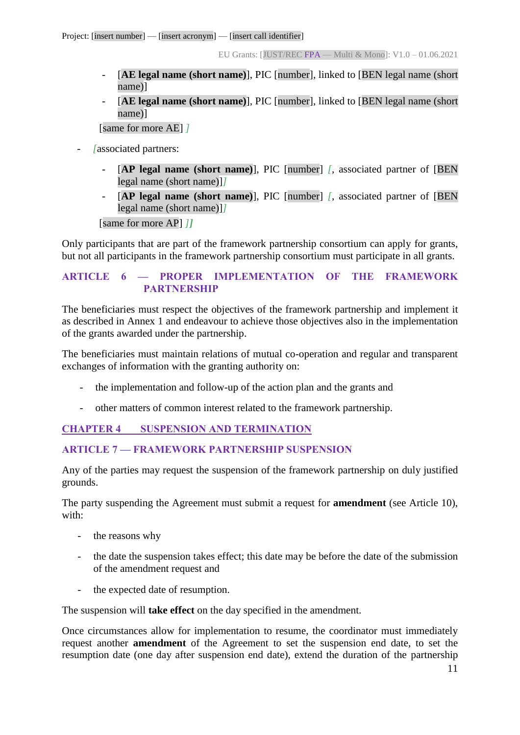- [**AE legal name (short name)**], PIC [number], linked to [BEN legal name (short name)]
  - [**AE legal name (short name)**], PIC [number], linked to [BEN legal name (short name)]

  [same for more AE] *]*

- *[*associated partners:

  - [**AP legal name (short name)**], PIC [number] *[*, associated partner of [BEN legal name (short name)]*]*
  - [**AP legal name (short name)**], PIC [number] *[*, associated partner of [BEN legal name (short name)]*]*

  [same for more AP] *]]*

Only participants that are part of the framework partnership consortium can apply for grants, but not all participants in the framework partnership consortium must participate in all grants.

## ARTICLE 6 — PROPER IMPLEMENTATION OF THE FRAMEWORK PARTNERSHIP

The beneficiaries must respect the objectives of the framework partnership and implement it as described in Annex 1 and endeavour to achieve those objectives also in the implementation of the grants awarded under the partnership.

The beneficiaries must maintain relations of mutual co-operation and regular and transparent exchanges of information with the granting authority on:

- the implementation and follow-up of the action plan and the grants and
- other matters of common interest related to the framework partnership.

# CHAPTER 4 SUSPENSION AND TERMINATION

## ARTICLE 7 — FRAMEWORK PARTNERSHIP SUSPENSION

Any of the parties may request the suspension of the framework partnership on duly justified grounds.

The party suspending the Agreement must submit a request for **amendment** (see Article 10), with:

- the reasons why
- the date the suspension takes effect; this date may be before the date of the submission of the amendment request and
- the expected date of resumption.

The suspension will **take effect** on the day specified in the amendment.

Once circumstances allow for implementation to resume, the coordinator must immediately request another **amendment** of the Agreement to set the suspension end date, to set the resumption date (one day after suspension end date), extend the duration of the partnership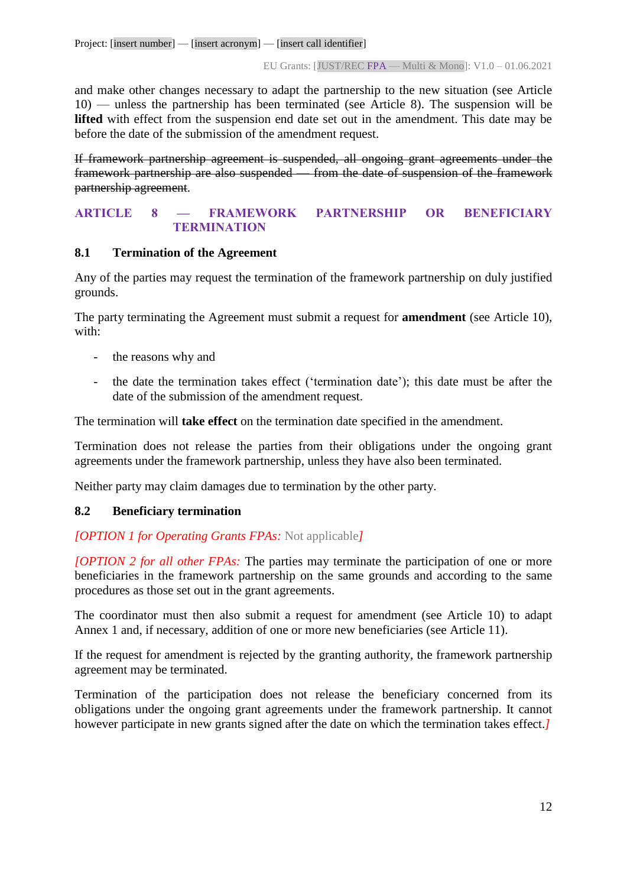and make other changes necessary to adapt the partnership to the new situation (see Article 10) — unless the partnership has been terminated (see Article 8). The suspension will be **lifted** with effect from the suspension end date set out in the amendment. This date may be before the date of the submission of the amendment request.

~~If framework partnership agreement is suspended, all ongoing grant agreements under the framework partnership are also suspended — from the date of suspension of the framework partnership agreement.~~

## ARTICLE 8 — FRAMEWORK PARTNERSHIP OR BENEFICIARY TERMINATION

### 8.1 Termination of the Agreement

Any of the parties may request the termination of the framework partnership on duly justified grounds.

The party terminating the Agreement must submit a request for **amendment** (see Article 10), with:

- the reasons why and
- the date the termination takes effect ('termination date'); this date must be after the date of the submission of the amendment request.

The termination will **take effect** on the termination date specified in the amendment.

Termination does not release the parties from their obligations under the ongoing grant agreements under the framework partnership, unless they have also been terminated.

Neither party may claim damages due to termination by the other party.

### 8.2 Beneficiary termination

*[OPTION 1 for Operating Grants FPAs:* Not applicable*]*

*[OPTION 2 for all other FPAs:* The parties may terminate the participation of one or more beneficiaries in the framework partnership on the same grounds and according to the same procedures as those set out in the grant agreements.

The coordinator must then also submit a request for amendment (see Article 10) to adapt Annex 1 and, if necessary, addition of one or more new beneficiaries (see Article 11).

If the request for amendment is rejected by the granting authority, the framework partnership agreement may be terminated.

Termination of the participation does not release the beneficiary concerned from its obligations under the ongoing grant agreements under the framework partnership. It cannot however participate in new grants signed after the date on which the termination takes effect.*]*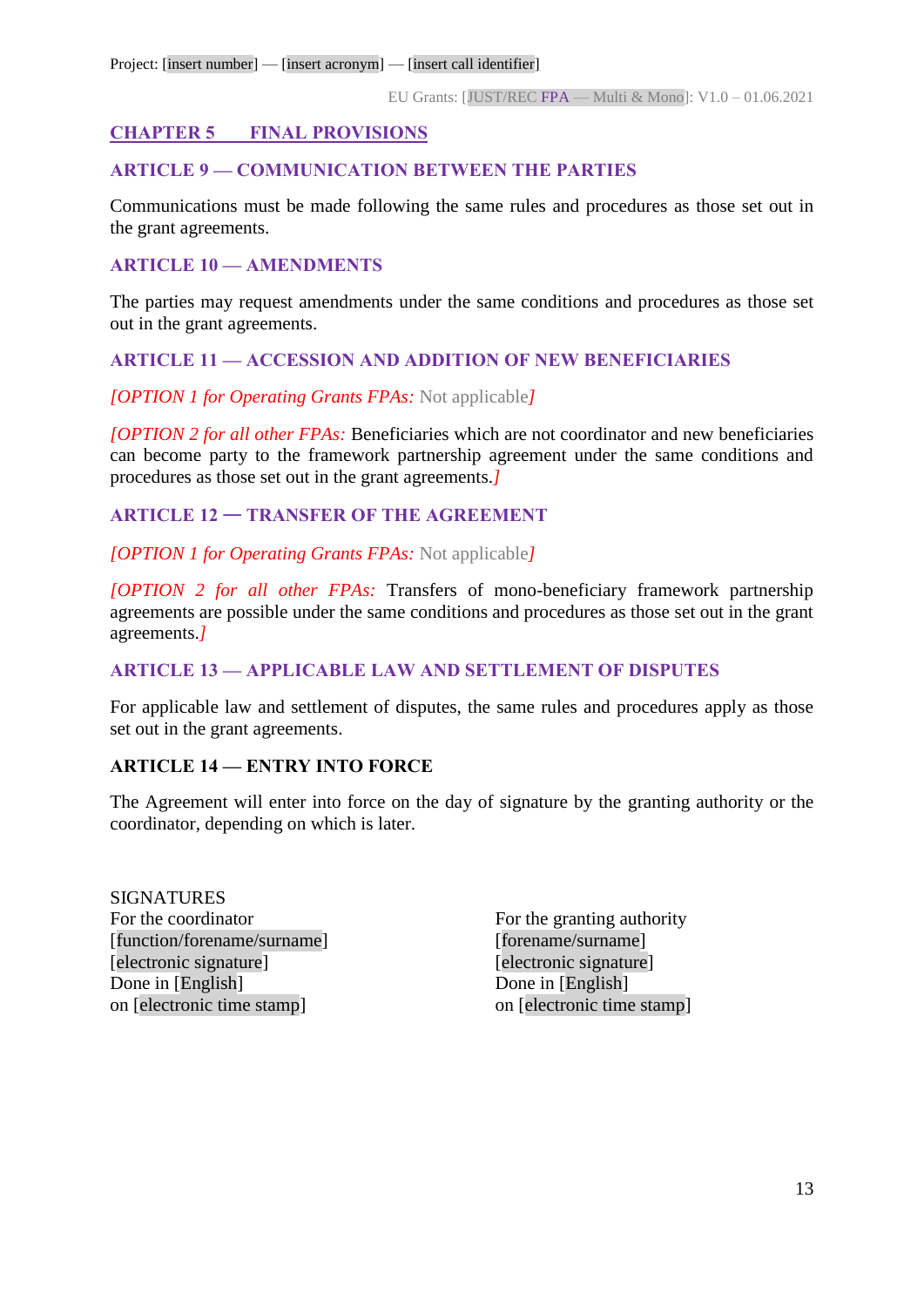## CHAPTER 5 FINAL PROVISIONS

### ARTICLE 9 — COMMUNICATION BETWEEN THE PARTIES

Communications must be made following the same rules and procedures as those set out in the grant agreements.

### ARTICLE 10 — AMENDMENTS

The parties may request amendments under the same conditions and procedures as those set out in the grant agreements.

### ARTICLE 11 — ACCESSION AND ADDITION OF NEW BENEFICIARIES

*[OPTION 1 for Operating Grants FPAs:* Not applicable*]*

*[OPTION 2 for all other FPAs:* Beneficiaries which are not coordinator and new beneficiaries can become party to the framework partnership agreement under the same conditions and procedures as those set out in the grant agreements.*]*

### ARTICLE 12 — TRANSFER OF THE AGREEMENT

*[OPTION 1 for Operating Grants FPAs:* Not applicable*]*

*[OPTION 2 for all other FPAs:* Transfers of mono-beneficiary framework partnership agreements are possible under the same conditions and procedures as those set out in the grant agreements.*]*

### ARTICLE 13 — APPLICABLE LAW AND SETTLEMENT OF DISPUTES

For applicable law and settlement of disputes, the same rules and procedures apply as those set out in the grant agreements.

### ARTICLE 14 — ENTRY INTO FORCE

The Agreement will enter into force on the day of signature by the granting authority or the coordinator, depending on which is later.

SIGNATURES

For the coordinator
[function/forename/surname]
[electronic signature]
Done in [English]
on [electronic time stamp]

For the granting authority
[forename/surname]
[electronic signature]
Done in [English]
on [electronic time stamp]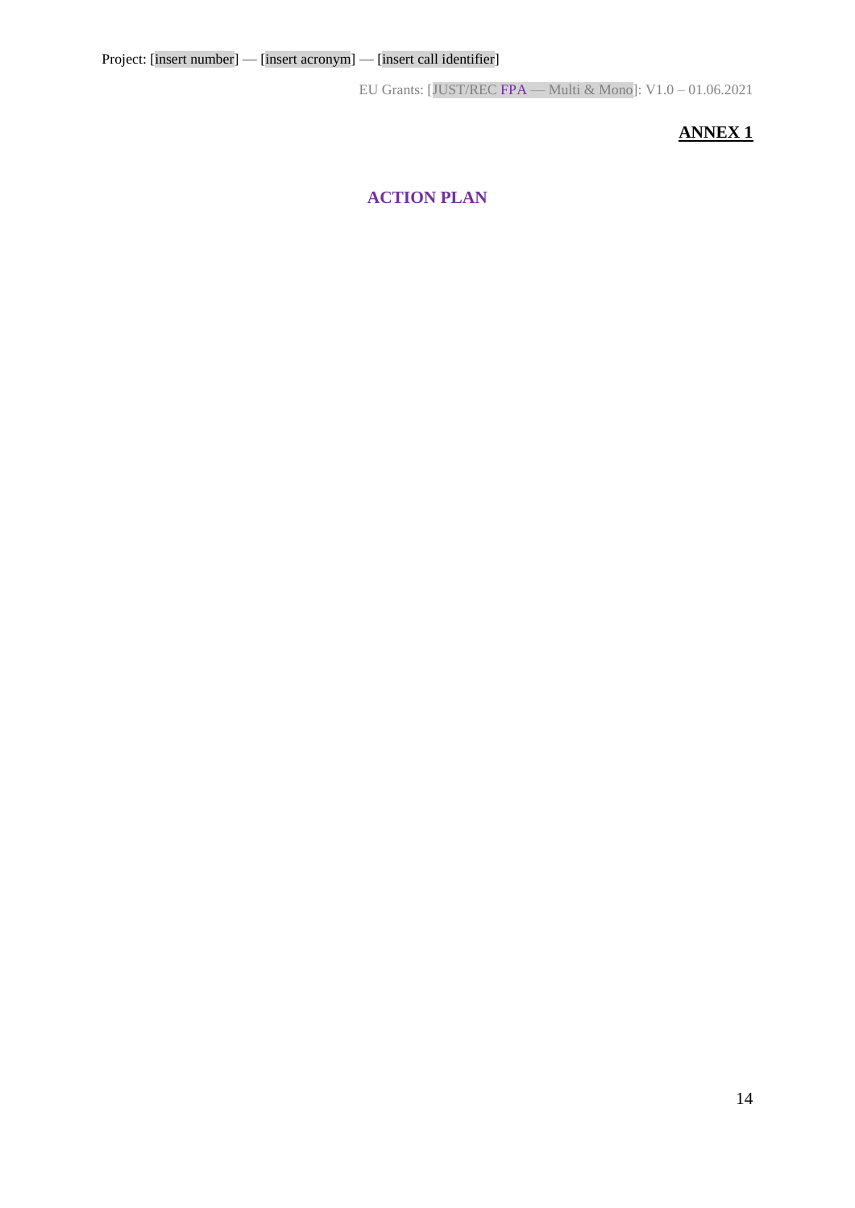**ANNEX 1**

## ACTION PLAN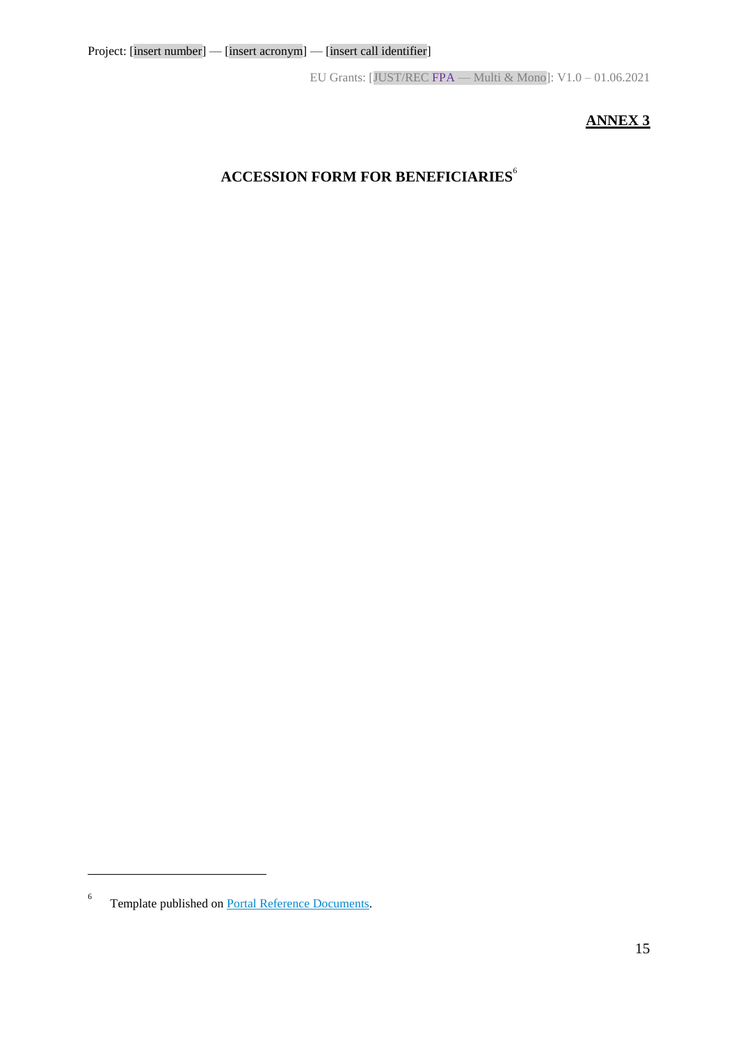**ANNEX 3**

## ACCESSION FORM FOR BENEFICIARIES[6]

[6] Template published on [Portal Reference Documents](Portal Reference Documents).